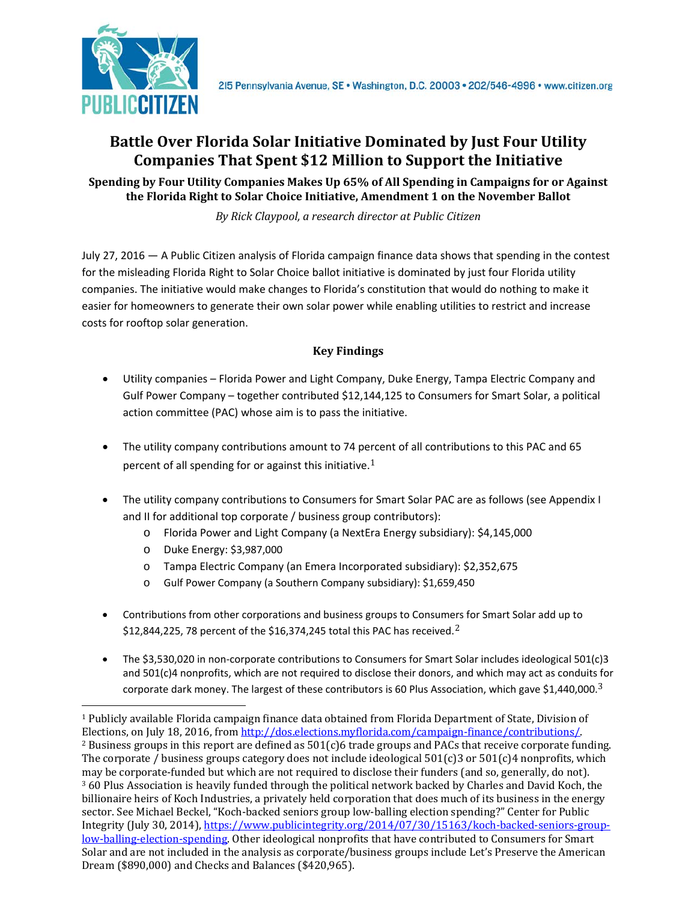PUBLIC CITIZEN

215 Pennsylvania Avenue, SE • Washington, D.C. 20003 • 202/546-4996 • www.citizen.org

# Battle Over Florida Solar Initiative Dominated by Just Four Utility Companies That Spent $12 Million to Support the Initiative

**Spending by Four Utility Companies Makes Up 65% of All Spending in Campaigns for or Against the Florida Right to Solar Choice Initiative, Amendment 1 on the November Ballot**

*By Rick Claypool, a research director at Public Citizen*

July 27, 2016 — A Public Citizen analysis of Florida campaign finance data shows that spending in the contest for the misleading Florida Right to Solar Choice ballot initiative is dominated by just four Florida utility companies. The initiative would make changes to Florida's constitution that would do nothing to make it easier for homeowners to generate their own solar power while enabling utilities to restrict and increase costs for rooftop solar generation.

## Key Findings

- Utility companies – Florida Power and Light Company, Duke Energy, Tampa Electric Company and Gulf Power Company – together contributed $12,144,125 to Consumers for Smart Solar, a political action committee (PAC) whose aim is to pass the initiative.
- The utility company contributions amount to 74 percent of all contributions to this PAC and 65 percent of all spending for or against this initiative.[1]
- The utility company contributions to Consumers for Smart Solar PAC are as follows (see Appendix I and II for additional top corporate / business group contributors):
  - Florida Power and Light Company (a NextEra Energy subsidiary): $4,145,000
  - Duke Energy: $3,987,000
  - Tampa Electric Company (an Emera Incorporated subsidiary): $2,352,675
  - Gulf Power Company (a Southern Company subsidiary): $1,659,450
- Contributions from other corporations and business groups to Consumers for Smart Solar add up to $12,844,225, 78 percent of the $16,374,245 total this PAC has received.[2]
- The $3,530,020 in non-corporate contributions to Consumers for Smart Solar includes ideological 501(c)3 and 501(c)4 nonprofits, which are not required to disclose their donors, and which may act as conduits for corporate dark money. The largest of these contributors is 60 Plus Association, which gave $1,440,000.[3]

---

[1] Publicly available Florida campaign finance data obtained from Florida Department of State, Division of Elections, on July 18, 2016, from http://dos.elections.myflorida.com/campaign-finance/contributions/.

[2] Business groups in this report are defined as 501(c)6 trade groups and PACs that receive corporate funding. The corporate / business groups category does not include ideological 501(c)3 or 501(c)4 nonprofits, which may be corporate-funded but which are not required to disclose their funders (and so, generally, do not).

[3] 60 Plus Association is heavily funded through the political network backed by Charles and David Koch, the billionaire heirs of Koch Industries, a privately held corporation that does much of its business in the energy sector. See Michael Beckel, "Koch-backed seniors group low-balling election spending?" Center for Public Integrity (July 30, 2014), https://www.publicintegrity.org/2014/07/30/15163/koch-backed-seniors-group-low-balling-election-spending. Other ideological nonprofits that have contributed to Consumers for Smart Solar and are not included in the analysis as corporate/business groups include Let's Preserve the American Dream ($890,000) and Checks and Balances ($420,965).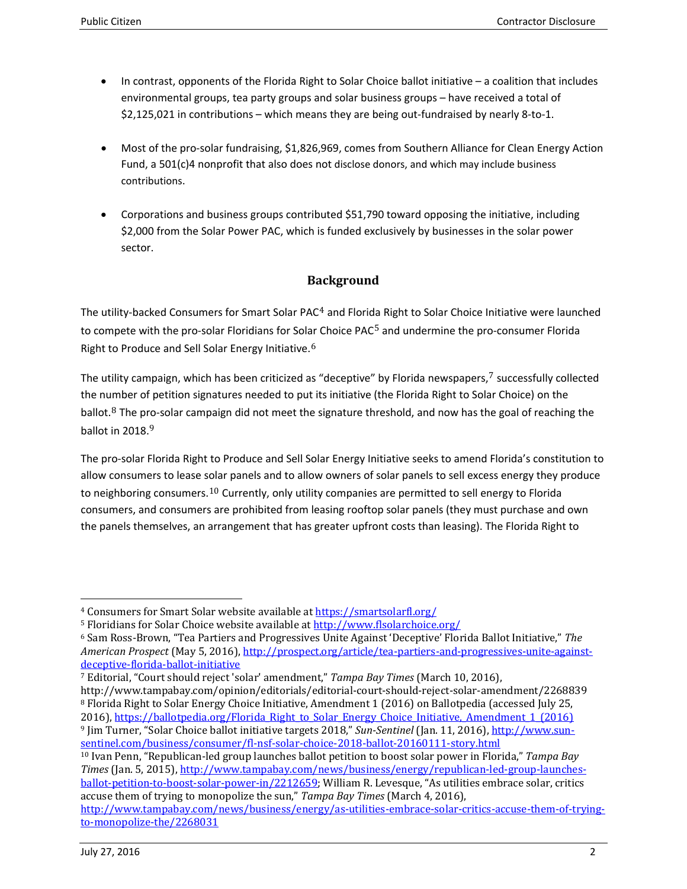- In contrast, opponents of the Florida Right to Solar Choice ballot initiative – a coalition that includes environmental groups, tea party groups and solar business groups – have received a total of $2,125,021 in contributions – which means they are being out-fundraised by nearly 8-to-1.

- Most of the pro-solar fundraising, $1,826,969, comes from Southern Alliance for Clean Energy Action Fund, a 501(c)4 nonprofit that also does not disclose donors, and which may include business contributions.

- Corporations and business groups contributed $51,790 toward opposing the initiative, including $2,000 from the Solar Power PAC, which is funded exclusively by businesses in the solar power sector.

## Background

The utility-backed Consumers for Smart Solar PAC[4] and Florida Right to Solar Choice Initiative were launched to compete with the pro-solar Floridians for Solar Choice PAC[5] and undermine the pro-consumer Florida Right to Produce and Sell Solar Energy Initiative.[6]

The utility campaign, which has been criticized as "deceptive" by Florida newspapers,[7] successfully collected the number of petition signatures needed to put its initiative (the Florida Right to Solar Choice) on the ballot.[8] The pro-solar campaign did not meet the signature threshold, and now has the goal of reaching the ballot in 2018.[9]

The pro-solar Florida Right to Produce and Sell Solar Energy Initiative seeks to amend Florida's constitution to allow consumers to lease solar panels and to allow owners of solar panels to sell excess energy they produce to neighboring consumers.[10] Currently, only utility companies are permitted to sell energy to Florida consumers, and consumers are prohibited from leasing rooftop solar panels (they must purchase and own the panels themselves, an arrangement that has greater upfront costs than leasing). The Florida Right to

---

[4] Consumers for Smart Solar website available at https://smartsolarfl.org/

[5] Floridians for Solar Choice website available at http://www.flsolarchoice.org/

[6] Sam Ross-Brown, "Tea Partiers and Progressives Unite Against 'Deceptive' Florida Ballot Initiative," *The American Prospect* (May 5, 2016), http://prospect.org/article/tea-partiers-and-progressives-unite-against-deceptive-florida-ballot-initiative

[7] Editorial, "Court should reject 'solar' amendment," *Tampa Bay Times* (March 10, 2016), http://www.tampabay.com/opinion/editorials/editorial-court-should-reject-solar-amendment/2268839

[8] Florida Right to Solar Energy Choice Initiative, Amendment 1 (2016) on Ballotpedia (accessed July 25, 2016), https://ballotpedia.org/Florida_Right_to_Solar_Energy_Choice_Initiative,_Amendment_1_(2016)

[9] Jim Turner, "Solar Choice ballot initiative targets 2018," *Sun-Sentinel* (Jan. 11, 2016), http://www.sun-sentinel.com/business/consumer/fl-nsf-solar-choice-2018-ballot-20160111-story.html

[10] Ivan Penn, "Republican-led group launches ballot petition to boost solar power in Florida," *Tampa Bay Times* (Jan. 5, 2015), http://www.tampabay.com/news/business/energy/republican-led-group-launches-ballot-petition-to-boost-solar-power-in/2212659; William R. Levesque, "As utilities embrace solar, critics accuse them of trying to monopolize the sun," *Tampa Bay Times* (March 4, 2016), http://www.tampabay.com/news/business/energy/as-utilities-embrace-solar-critics-accuse-them-of-trying-to-monopolize-the/2268031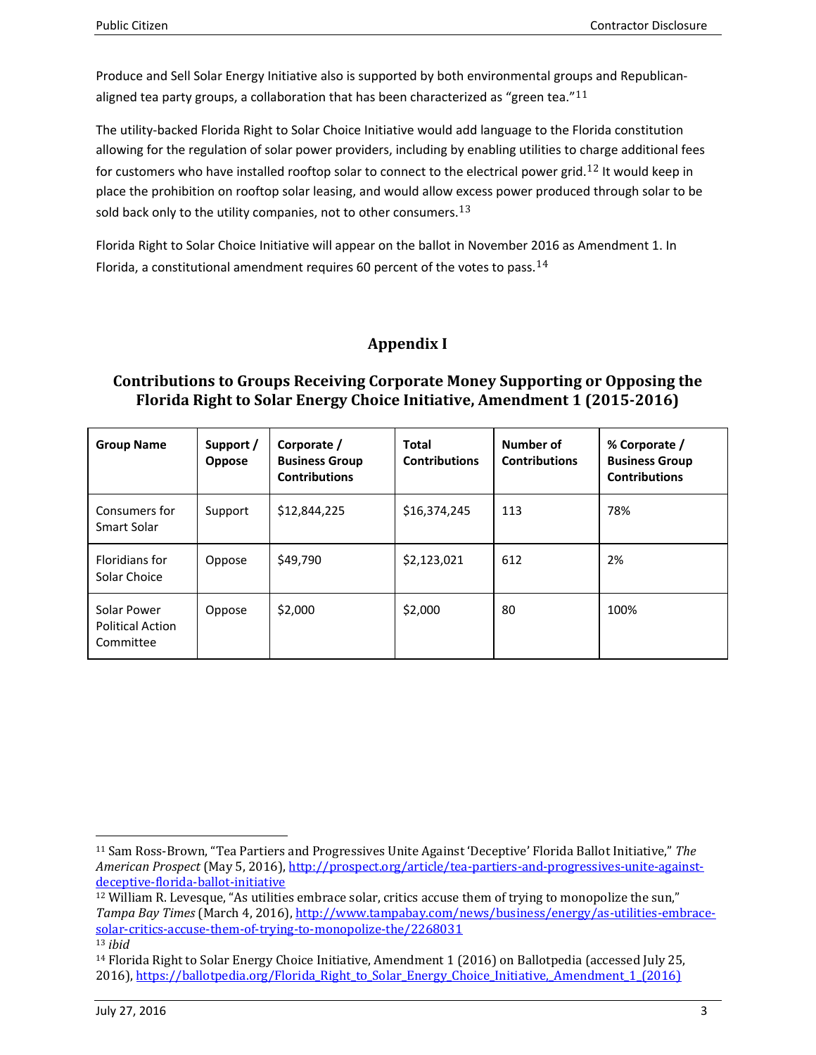Produce and Sell Solar Energy Initiative also is supported by both environmental groups and Republican-aligned tea party groups, a collaboration that has been characterized as "green tea."[11]

The utility-backed Florida Right to Solar Choice Initiative would add language to the Florida constitution allowing for the regulation of solar power providers, including by enabling utilities to charge additional fees for customers who have installed rooftop solar to connect to the electrical power grid.[12] It would keep in place the prohibition on rooftop solar leasing, and would allow excess power produced through solar to be sold back only to the utility companies, not to other consumers.[13]

Florida Right to Solar Choice Initiative will appear on the ballot in November 2016 as Amendment 1. In Florida, a constitutional amendment requires 60 percent of the votes to pass.[14]

## Appendix I

### Contributions to Groups Receiving Corporate Money Supporting or Opposing the Florida Right to Solar Energy Choice Initiative, Amendment 1 (2015-2016)

| Group Name | Support / Oppose | Corporate / Business Group Contributions | Total Contributions | Number of Contributions | % Corporate / Business Group Contributions |
|---|---|---|---|---|---|
| Consumers for Smart Solar | Support | $12,844,225 | $16,374,245 | 113 | 78% |
| Floridians for Solar Choice | Oppose | $49,790 | $2,123,021 | 612 | 2% |
| Solar Power Political Action Committee | Oppose | $2,000 | $2,000 | 80 | 100% |

[11] Sam Ross-Brown, "Tea Partiers and Progressives Unite Against 'Deceptive' Florida Ballot Initiative," *The American Prospect* (May 5, 2016), http://prospect.org/article/tea-partiers-and-progressives-unite-against-deceptive-florida-ballot-initiative

[12] William R. Levesque, "As utilities embrace solar, critics accuse them of trying to monopolize the sun," *Tampa Bay Times* (March 4, 2016), http://www.tampabay.com/news/business/energy/as-utilities-embrace-solar-critics-accuse-them-of-trying-to-monopolize-the/2268031

[13] *ibid*

[14] Florida Right to Solar Energy Choice Initiative, Amendment 1 (2016) on Ballotpedia (accessed July 25, 2016), https://ballotpedia.org/Florida_Right_to_Solar_Energy_Choice_Initiative,_Amendment_1_(2016)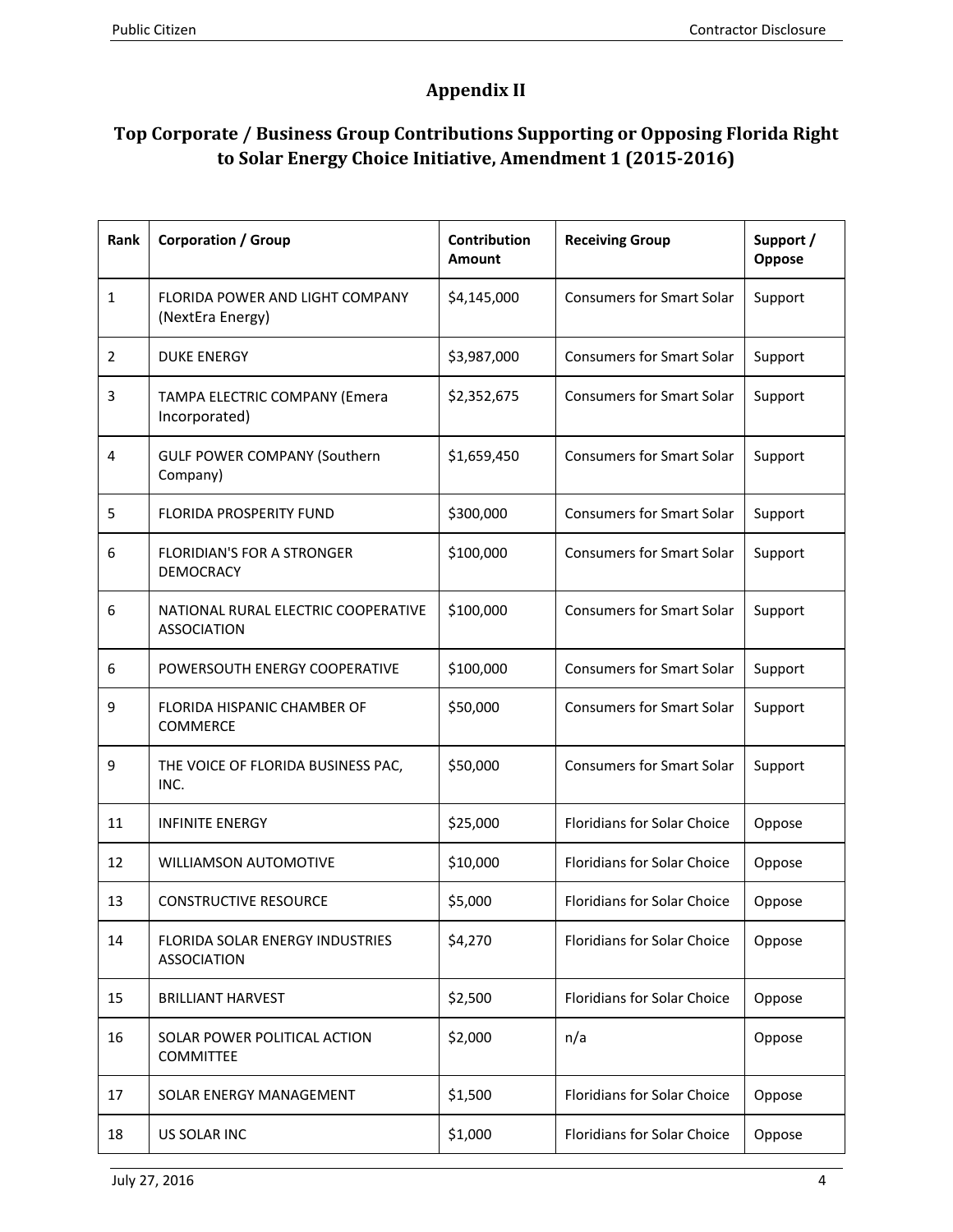# Appendix II

## Top Corporate / Business Group Contributions Supporting or Opposing Florida Right to Solar Energy Choice Initiative, Amendment 1 (2015-2016)

| Rank | Corporation / Group | Contribution Amount | Receiving Group | Support / Oppose |
|---|---|---|---|---|
| 1 | FLORIDA POWER AND LIGHT COMPANY (NextEra Energy) | $4,145,000 | Consumers for Smart Solar | Support |
| 2 | DUKE ENERGY | $3,987,000 | Consumers for Smart Solar | Support |
| 3 | TAMPA ELECTRIC COMPANY (Emera Incorporated) | $2,352,675 | Consumers for Smart Solar | Support |
| 4 | GULF POWER COMPANY (Southern Company) | $1,659,450 | Consumers for Smart Solar | Support |
| 5 | FLORIDA PROSPERITY FUND | $300,000 | Consumers for Smart Solar | Support |
| 6 | FLORIDIAN'S FOR A STRONGER DEMOCRACY | $100,000 | Consumers for Smart Solar | Support |
| 6 | NATIONAL RURAL ELECTRIC COOPERATIVE ASSOCIATION | $100,000 | Consumers for Smart Solar | Support |
| 6 | POWERSOUTH ENERGY COOPERATIVE | $100,000 | Consumers for Smart Solar | Support |
| 9 | FLORIDA HISPANIC CHAMBER OF COMMERCE | $50,000 | Consumers for Smart Solar | Support |
| 9 | THE VOICE OF FLORIDA BUSINESS PAC, INC. | $50,000 | Consumers for Smart Solar | Support |
| 11 | INFINITE ENERGY | $25,000 | Floridians for Solar Choice | Oppose |
| 12 | WILLIAMSON AUTOMOTIVE | $10,000 | Floridians for Solar Choice | Oppose |
| 13 | CONSTRUCTIVE RESOURCE | $5,000 | Floridians for Solar Choice | Oppose |
| 14 | FLORIDA SOLAR ENERGY INDUSTRIES ASSOCIATION | $4,270 | Floridians for Solar Choice | Oppose |
| 15 | BRILLIANT HARVEST | $2,500 | Floridians for Solar Choice | Oppose |
| 16 | SOLAR POWER POLITICAL ACTION COMMITTEE | $2,000 | n/a | Oppose |
| 17 | SOLAR ENERGY MANAGEMENT | $1,500 | Floridians for Solar Choice | Oppose |
| 18 | US SOLAR INC | $1,000 | Floridians for Solar Choice | Oppose |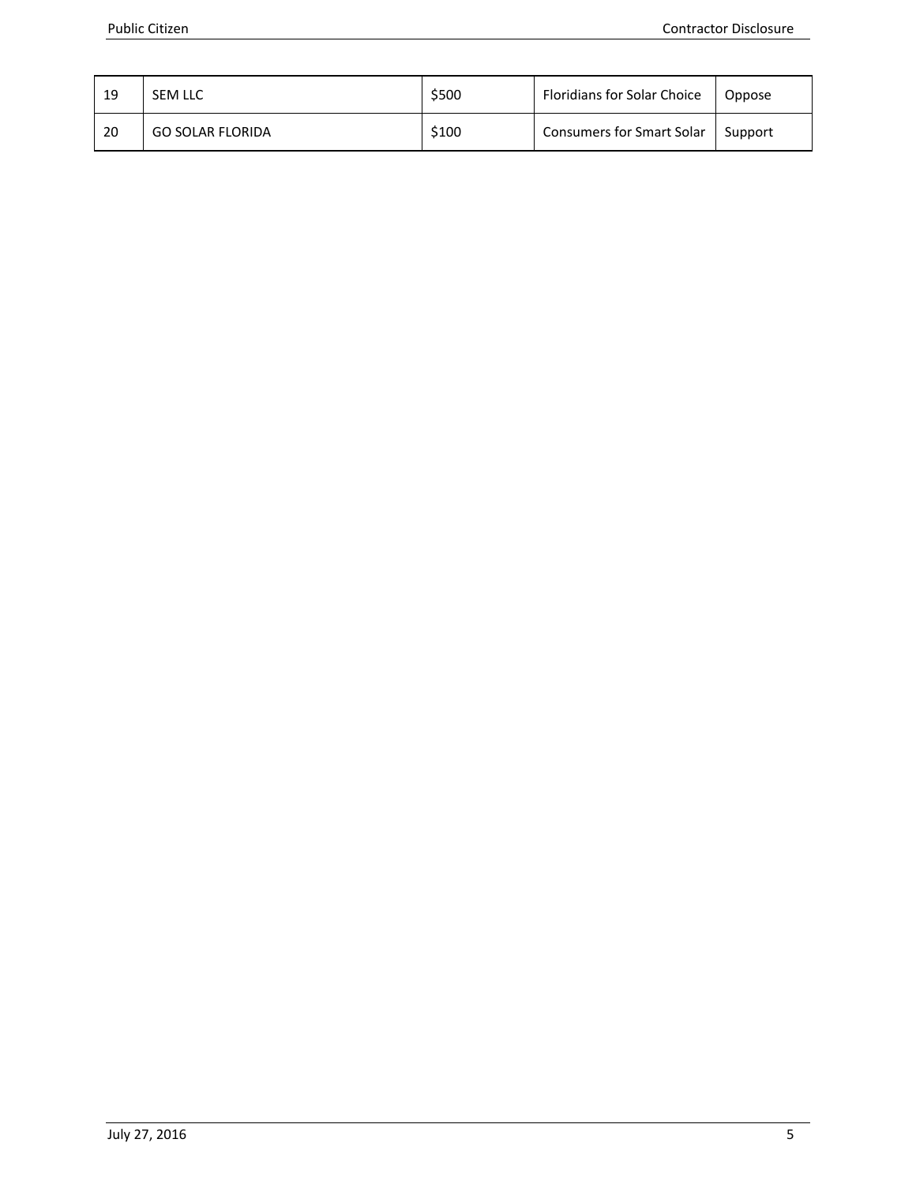| | | | | |
|---|---|---|---|---|
| 19 | SEM LLC | $500 | Floridians for Solar Choice | Oppose |
| 20 | GO SOLAR FLORIDA | $100 | Consumers for Smart Solar | Support |